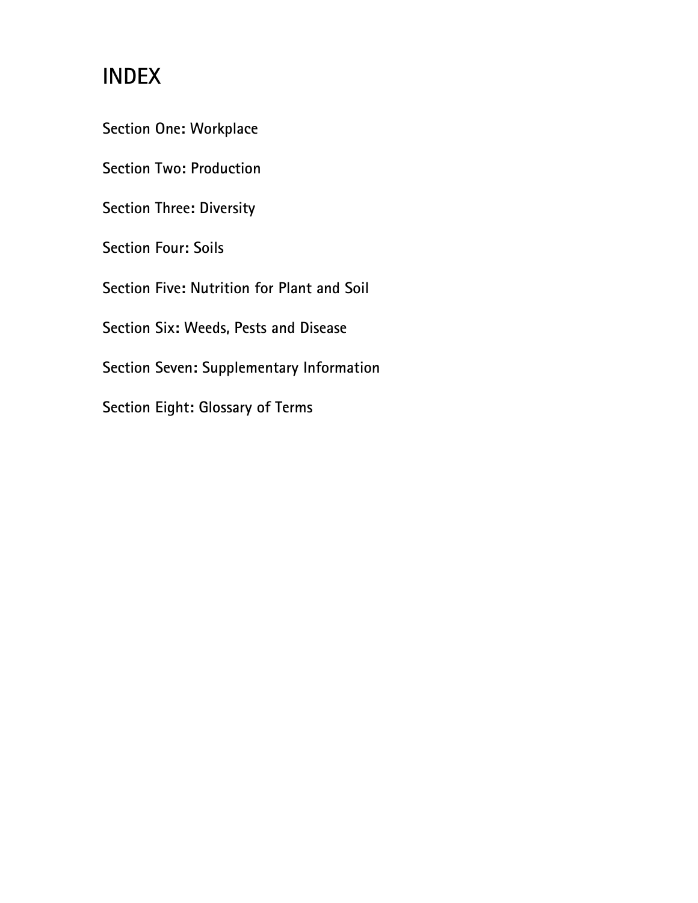# INDEX

**Section One: Workplace**

**Section Two: Production**

**Section Three: Diversity**

**Section Four: Soils**

**Section Five: Nutrition for Plant and Soil**

**Section Six: Weeds, Pests and Disease**

**Section Seven: Supplementary Information**

**Section Eight: Glossary of Terms**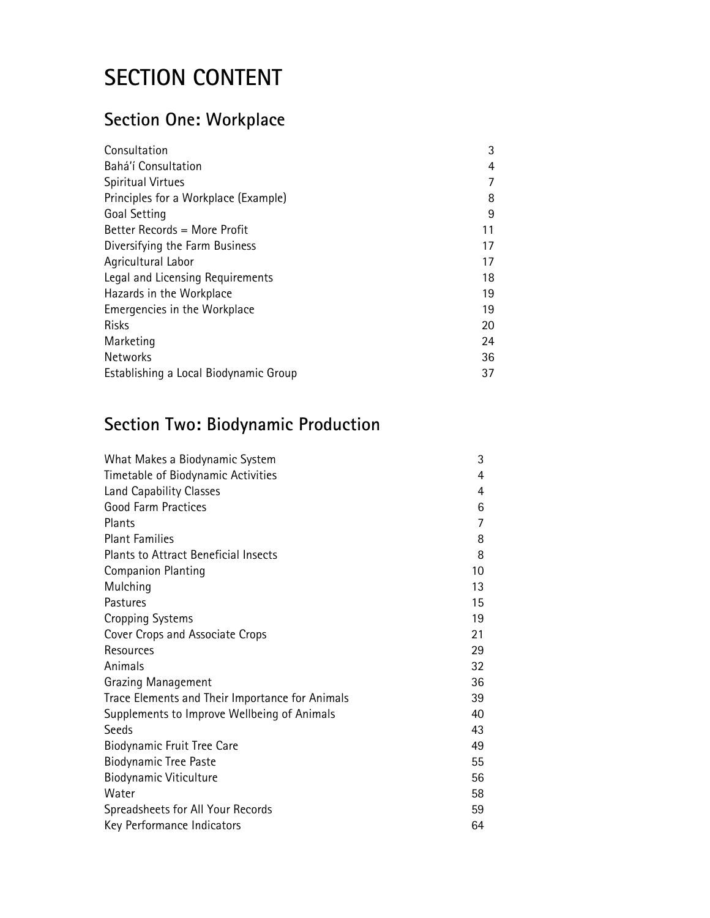# SECTION CONTENT

## Section One: Workplace

| | |
|---|---|
| Consultation | 3 |
| Bahá'í Consultation | 4 |
| Spiritual Virtues | 7 |
| Principles for a Workplace (Example) | 8 |
| Goal Setting | 9 |
| Better Records = More Profit | 11 |
| Diversifying the Farm Business | 17 |
| Agricultural Labor | 17 |
| Legal and Licensing Requirements | 18 |
| Hazards in the Workplace | 19 |
| Emergencies in the Workplace | 19 |
| Risks | 20 |
| Marketing | 24 |
| Networks | 36 |
| Establishing a Local Biodynamic Group | 37 |

## Section Two: Biodynamic Production

| | |
|---|---|
| What Makes a Biodynamic System | 3 |
| Timetable of Biodynamic Activities | 4 |
| Land Capability Classes | 4 |
| Good Farm Practices | 6 |
| Plants | 7 |
| Plant Families | 8 |
| Plants to Attract Beneficial Insects | 8 |
| Companion Planting | 10 |
| Mulching | 13 |
| Pastures | 15 |
| Cropping Systems | 19 |
| Cover Crops and Associate Crops | 21 |
| Resources | 29 |
| Animals | 32 |
| Grazing Management | 36 |
| Trace Elements and Their Importance for Animals | 39 |
| Supplements to Improve Wellbeing of Animals | 40 |
| Seeds | 43 |
| Biodynamic Fruit Tree Care | 49 |
| Biodynamic Tree Paste | 55 |
| Biodynamic Viticulture | 56 |
| Water | 58 |
| Spreadsheets for All Your Records | 59 |
| Key Performance Indicators | 64 |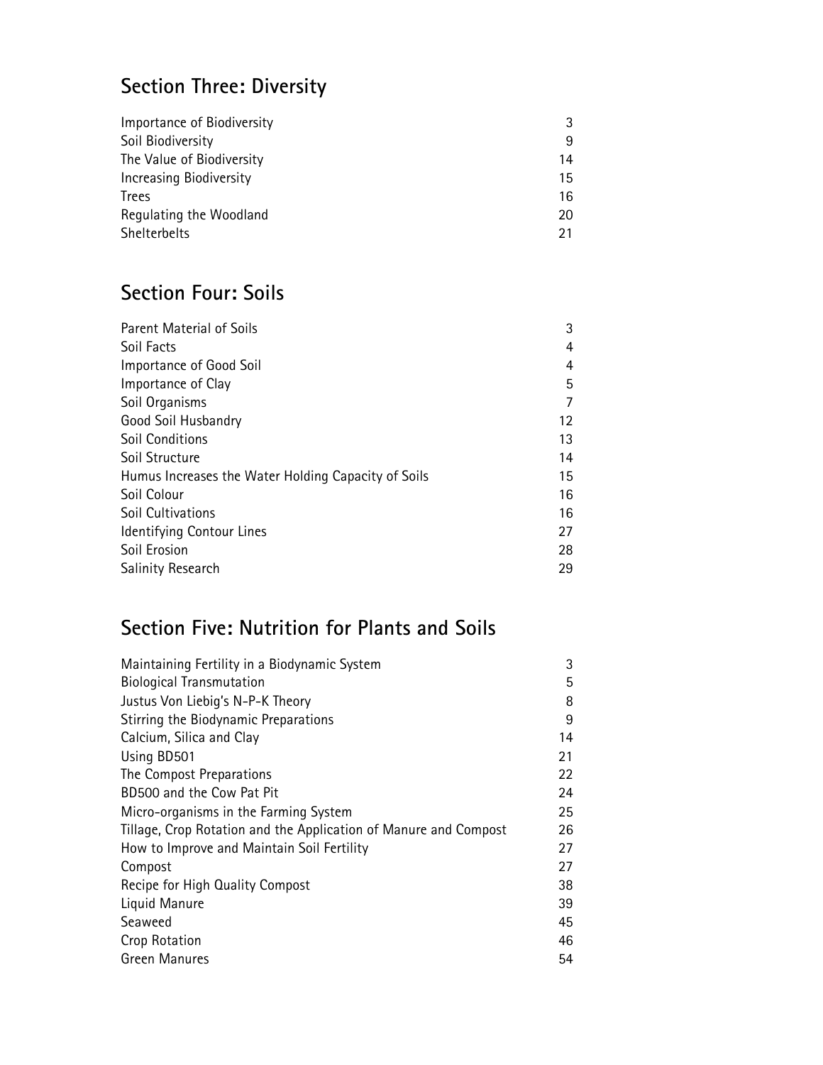## Section Three: Diversity

| | |
|---|---|
| Importance of Biodiversity | 3 |
| Soil Biodiversity | 9 |
| The Value of Biodiversity | 14 |
| Increasing Biodiversity | 15 |
| Trees | 16 |
| Regulating the Woodland | 20 |
| Shelterbelts | 21 |

## Section Four: Soils

| | |
|---|---|
| Parent Material of Soils | 3 |
| Soil Facts | 4 |
| Importance of Good Soil | 4 |
| Importance of Clay | 5 |
| Soil Organisms | 7 |
| Good Soil Husbandry | 12 |
| Soil Conditions | 13 |
| Soil Structure | 14 |
| Humus Increases the Water Holding Capacity of Soils | 15 |
| Soil Colour | 16 |
| Soil Cultivations | 16 |
| Identifying Contour Lines | 27 |
| Soil Erosion | 28 |
| Salinity Research | 29 |

## Section Five: Nutrition for Plants and Soils

| | |
|---|---|
| Maintaining Fertility in a Biodynamic System | 3 |
| Biological Transmutation | 5 |
| Justus Von Liebig's N-P-K Theory | 8 |
| Stirring the Biodynamic Preparations | 9 |
| Calcium, Silica and Clay | 14 |
| Using BD501 | 21 |
| The Compost Preparations | 22 |
| BD500 and the Cow Pat Pit | 24 |
| Micro-organisms in the Farming System | 25 |
| Tillage, Crop Rotation and the Application of Manure and Compost | 26 |
| How to Improve and Maintain Soil Fertility | 27 |
| Compost | 27 |
| Recipe for High Quality Compost | 38 |
| Liquid Manure | 39 |
| Seaweed | 45 |
| Crop Rotation | 46 |
| Green Manures | 54 |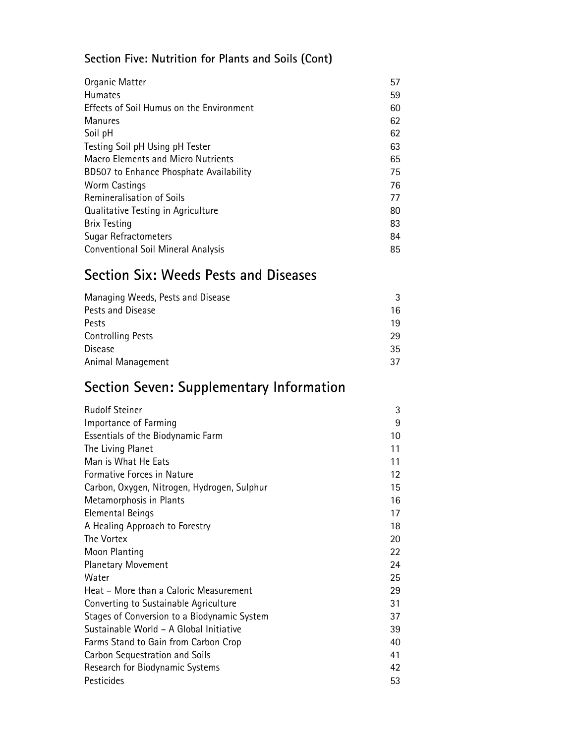### Section Five: Nutrition for Plants and Soils (Cont)

| | |
|---|---|
| Organic Matter | 57 |
| Humates | 59 |
| Effects of Soil Humus on the Environment | 60 |
| Manures | 62 |
| Soil pH | 62 |
| Testing Soil pH Using pH Tester | 63 |
| Macro Elements and Micro Nutrients | 65 |
| BD507 to Enhance Phosphate Availability | 75 |
| Worm Castings | 76 |
| Remineralisation of Soils | 77 |
| Qualitative Testing in Agriculture | 80 |
| Brix Testing | 83 |
| Sugar Refractometers | 84 |
| Conventional Soil Mineral Analysis | 85 |

## Section Six: Weeds Pests and Diseases

| | |
|---|---|
| Managing Weeds, Pests and Disease | 3 |
| Pests and Disease | 16 |
| Pests | 19 |
| Controlling Pests | 29 |
| Disease | 35 |
| Animal Management | 37 |

## Section Seven: Supplementary Information

| | |
|---|---|
| Rudolf Steiner | 3 |
| Importance of Farming | 9 |
| Essentials of the Biodynamic Farm | 10 |
| The Living Planet | 11 |
| Man is What He Eats | 11 |
| Formative Forces in Nature | 12 |
| Carbon, Oxygen, Nitrogen, Hydrogen, Sulphur | 15 |
| Metamorphosis in Plants | 16 |
| Elemental Beings | 17 |
| A Healing Approach to Forestry | 18 |
| The Vortex | 20 |
| Moon Planting | 22 |
| Planetary Movement | 24 |
| Water | 25 |
| Heat – More than a Caloric Measurement | 29 |
| Converting to Sustainable Agriculture | 31 |
| Stages of Conversion to a Biodynamic System | 37 |
| Sustainable World – A Global Initiative | 39 |
| Farms Stand to Gain from Carbon Crop | 40 |
| Carbon Sequestration and Soils | 41 |
| Research for Biodynamic Systems | 42 |
| Pesticides | 53 |